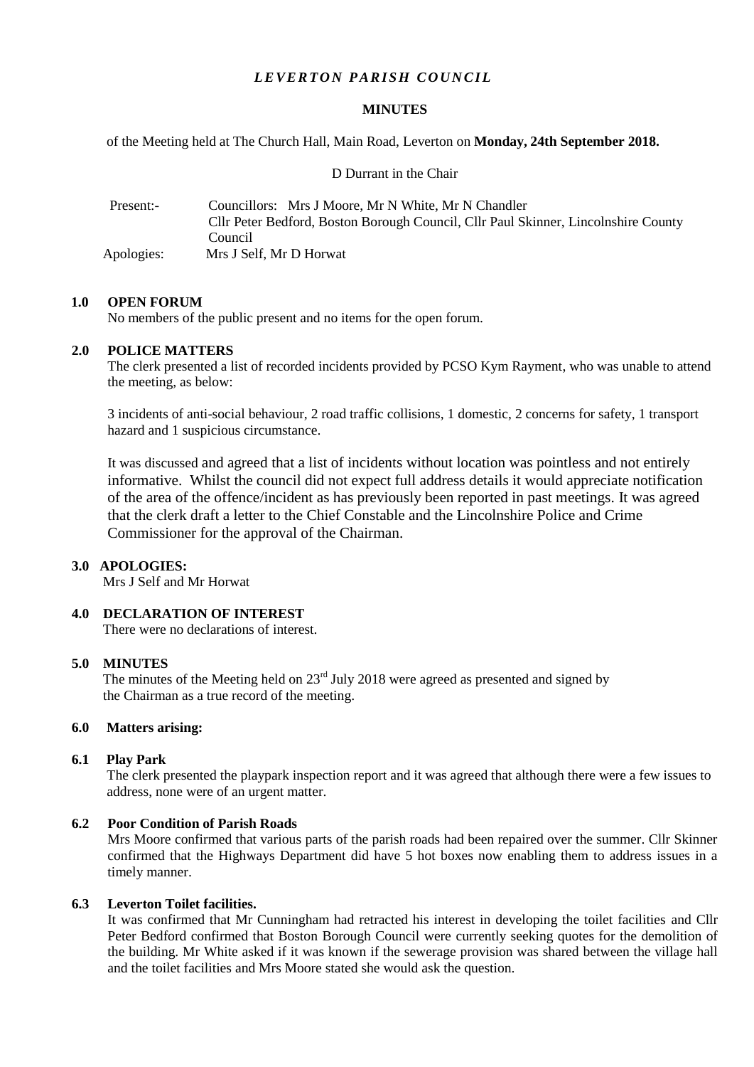# *LEVERTON PARISH COUNCIL*

## MINUTES

of the Meeting held at The Church Hall, Main Road, Leverton on **Monday, 24th September 2018.**

D Durrant in the Chair

Present:- Councillors: Mrs J Moore, Mr N White, Mr N Chandler
Cllr Peter Bedford, Boston Borough Council, Cllr Paul Skinner, Lincolnshire County Council

Apologies: Mrs J Self, Mr D Horwat

### 1.0 OPEN FORUM

No members of the public present and no items for the open forum.

### 2.0 POLICE MATTERS

The clerk presented a list of recorded incidents provided by PCSO Kym Rayment, who was unable to attend the meeting, as below:

3 incidents of anti-social behaviour, 2 road traffic collisions, 1 domestic, 2 concerns for safety, 1 transport hazard and 1 suspicious circumstance.

It was discussed and agreed that a list of incidents without location was pointless and not entirely informative. Whilst the council did not expect full address details it would appreciate notification of the area of the offence/incident as has previously been reported in past meetings. It was agreed that the clerk draft a letter to the Chief Constable and the Lincolnshire Police and Crime Commissioner for the approval of the Chairman.

### 3.0 APOLOGIES:

Mrs J Self and Mr Horwat

### 4.0 DECLARATION OF INTEREST

There were no declarations of interest.

### 5.0 MINUTES

The minutes of the Meeting held on 23rd July 2018 were agreed as presented and signed by the Chairman as a true record of the meeting.

### 6.0 Matters arising:

#### 6.1 Play Park

The clerk presented the playpark inspection report and it was agreed that although there were a few issues to address, none were of an urgent matter.

#### 6.2 Poor Condition of Parish Roads

Mrs Moore confirmed that various parts of the parish roads had been repaired over the summer. Cllr Skinner confirmed that the Highways Department did have 5 hot boxes now enabling them to address issues in a timely manner.

#### 6.3 Leverton Toilet facilities.

It was confirmed that Mr Cunningham had retracted his interest in developing the toilet facilities and Cllr Peter Bedford confirmed that Boston Borough Council were currently seeking quotes for the demolition of the building. Mr White asked if it was known if the sewerage provision was shared between the village hall and the toilet facilities and Mrs Moore stated she would ask the question.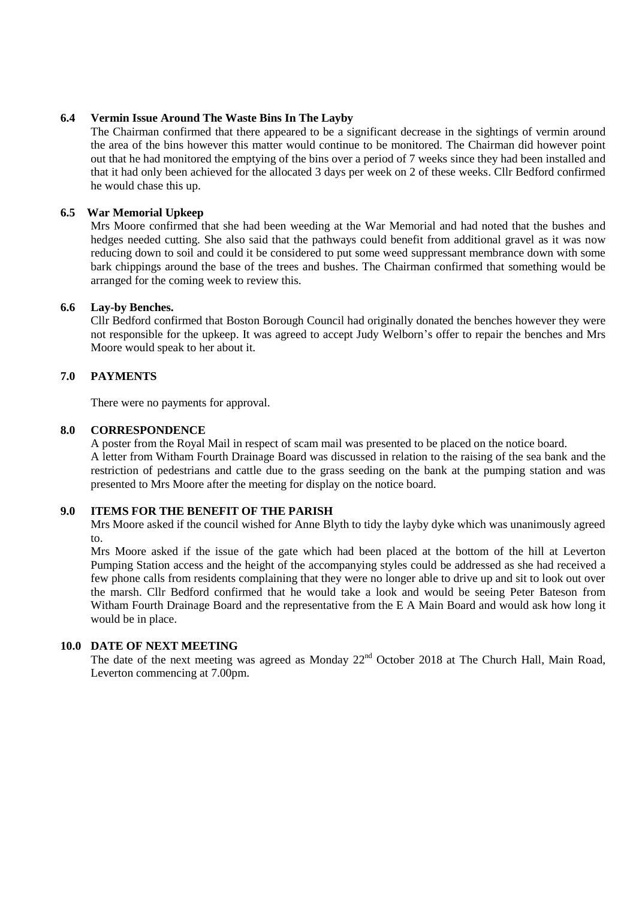### 6.4 Vermin Issue Around The Waste Bins In The Layby

The Chairman confirmed that there appeared to be a significant decrease in the sightings of vermin around the area of the bins however this matter would continue to be monitored. The Chairman did however point out that he had monitored the emptying of the bins over a period of 7 weeks since they had been installed and that it had only been achieved for the allocated 3 days per week on 2 of these weeks. Cllr Bedford confirmed he would chase this up.

### 6.5 War Memorial Upkeep

Mrs Moore confirmed that she had been weeding at the War Memorial and had noted that the bushes and hedges needed cutting. She also said that the pathways could benefit from additional gravel as it was now reducing down to soil and could it be considered to put some weed suppressant membrance down with some bark chippings around the base of the trees and bushes. The Chairman confirmed that something would be arranged for the coming week to review this.

### 6.6 Lay-by Benches.

Cllr Bedford confirmed that Boston Borough Council had originally donated the benches however they were not responsible for the upkeep. It was agreed to accept Judy Welborn's offer to repair the benches and Mrs Moore would speak to her about it.

## 7.0 PAYMENTS

There were no payments for approval.

## 8.0 CORRESPONDENCE

A poster from the Royal Mail in respect of scam mail was presented to be placed on the notice board.

A letter from Witham Fourth Drainage Board was discussed in relation to the raising of the sea bank and the restriction of pedestrians and cattle due to the grass seeding on the bank at the pumping station and was presented to Mrs Moore after the meeting for display on the notice board.

## 9.0 ITEMS FOR THE BENEFIT OF THE PARISH

Mrs Moore asked if the council wished for Anne Blyth to tidy the layby dyke which was unanimously agreed to.

Mrs Moore asked if the issue of the gate which had been placed at the bottom of the hill at Leverton Pumping Station access and the height of the accompanying styles could be addressed as she had received a few phone calls from residents complaining that they were no longer able to drive up and sit to look out over the marsh. Cllr Bedford confirmed that he would take a look and would be seeing Peter Bateson from Witham Fourth Drainage Board and the representative from the E A Main Board and would ask how long it would be in place.

## 10.0 DATE OF NEXT MEETING

The date of the next meeting was agreed as Monday 22nd October 2018 at The Church Hall, Main Road, Leverton commencing at 7.00pm.